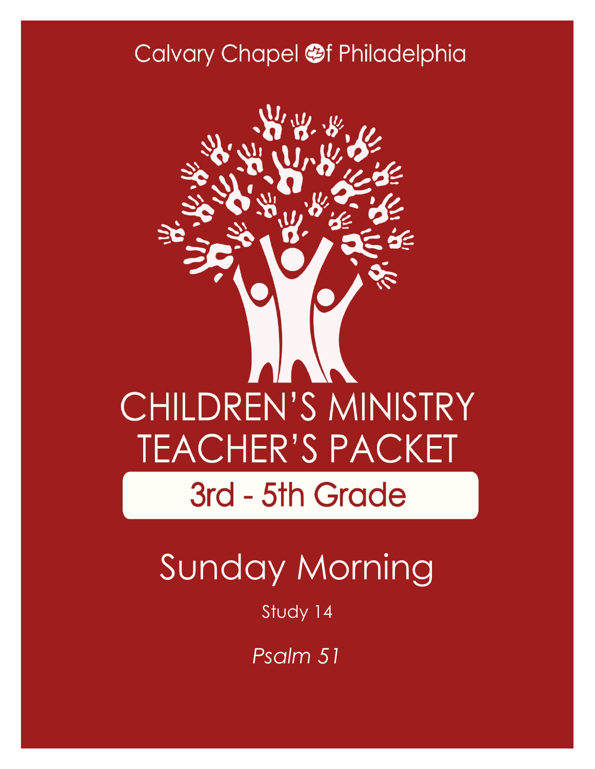Calvary Chapel of Philadelphia

# CHILDREN'S MINISTRY TEACHER'S PACKET

## 3rd - 5th Grade

# Sunday Morning

Study 14

*Psalm 51*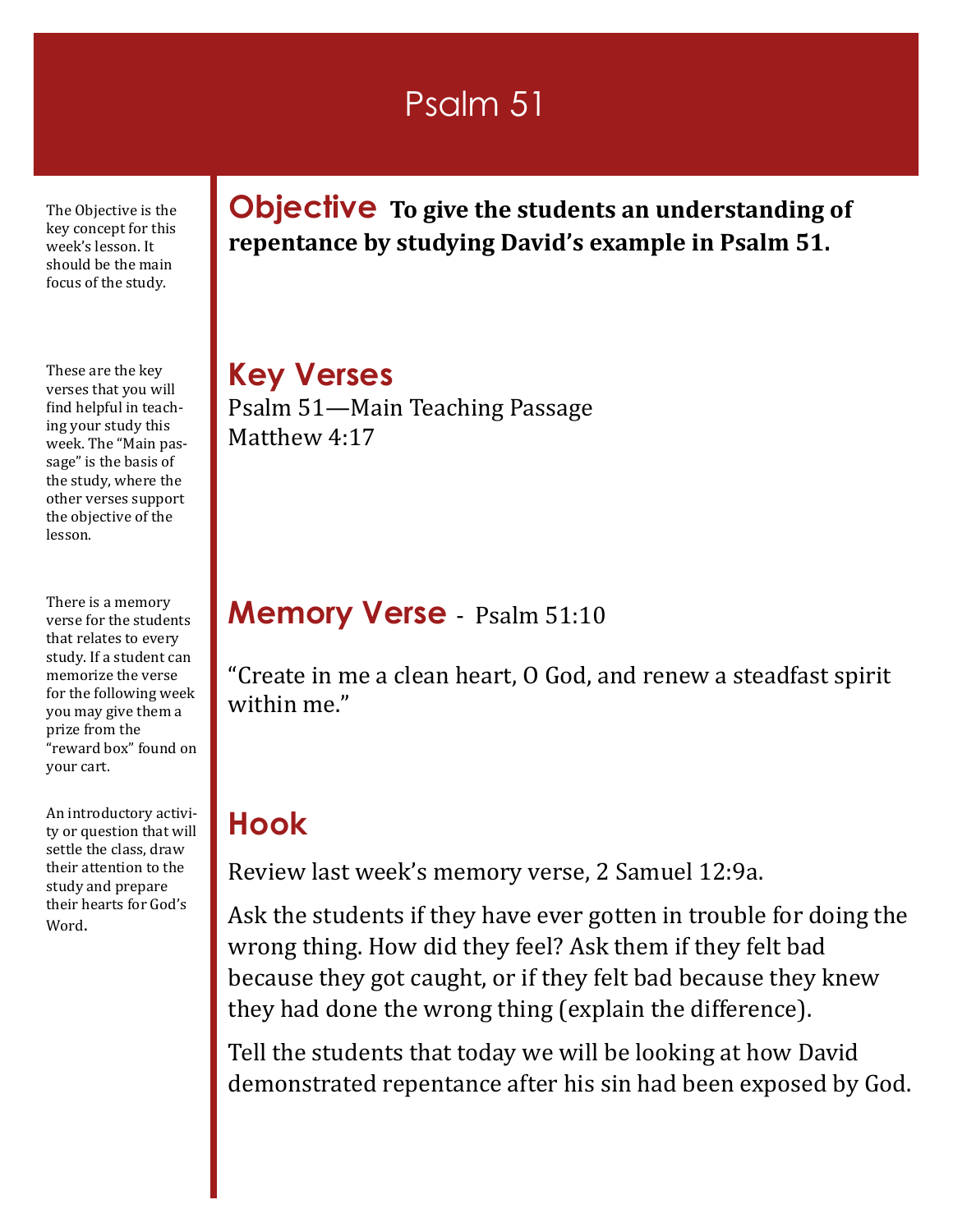# Psalm 51

The Objective is the key concept for this week's lesson. It should be the main focus of the study.

## Objective

**To give the students an understanding of repentance by studying David's example in Psalm 51.**

These are the key verses that you will find helpful in teaching your study this week. The "Main passage" is the basis of the study, where the other verses support the objective of the lesson.

## Key Verses

Psalm 51—Main Teaching Passage
Matthew 4:17

There is a memory verse for the students that relates to every study. If a student can memorize the verse for the following week you may give them a prize from the "reward box" found on your cart.

## Memory Verse - Psalm 51:10

"Create in me a clean heart, O God, and renew a steadfast spirit within me."

An introductory activity or question that will settle the class, draw their attention to the study and prepare their hearts for God's Word.

## Hook

Review last week's memory verse, 2 Samuel 12:9a.

Ask the students if they have ever gotten in trouble for doing the wrong thing. How did they feel? Ask them if they felt bad because they got caught, or if they felt bad because they knew they had done the wrong thing (explain the difference).

Tell the students that today we will be looking at how David demonstrated repentance after his sin had been exposed by God.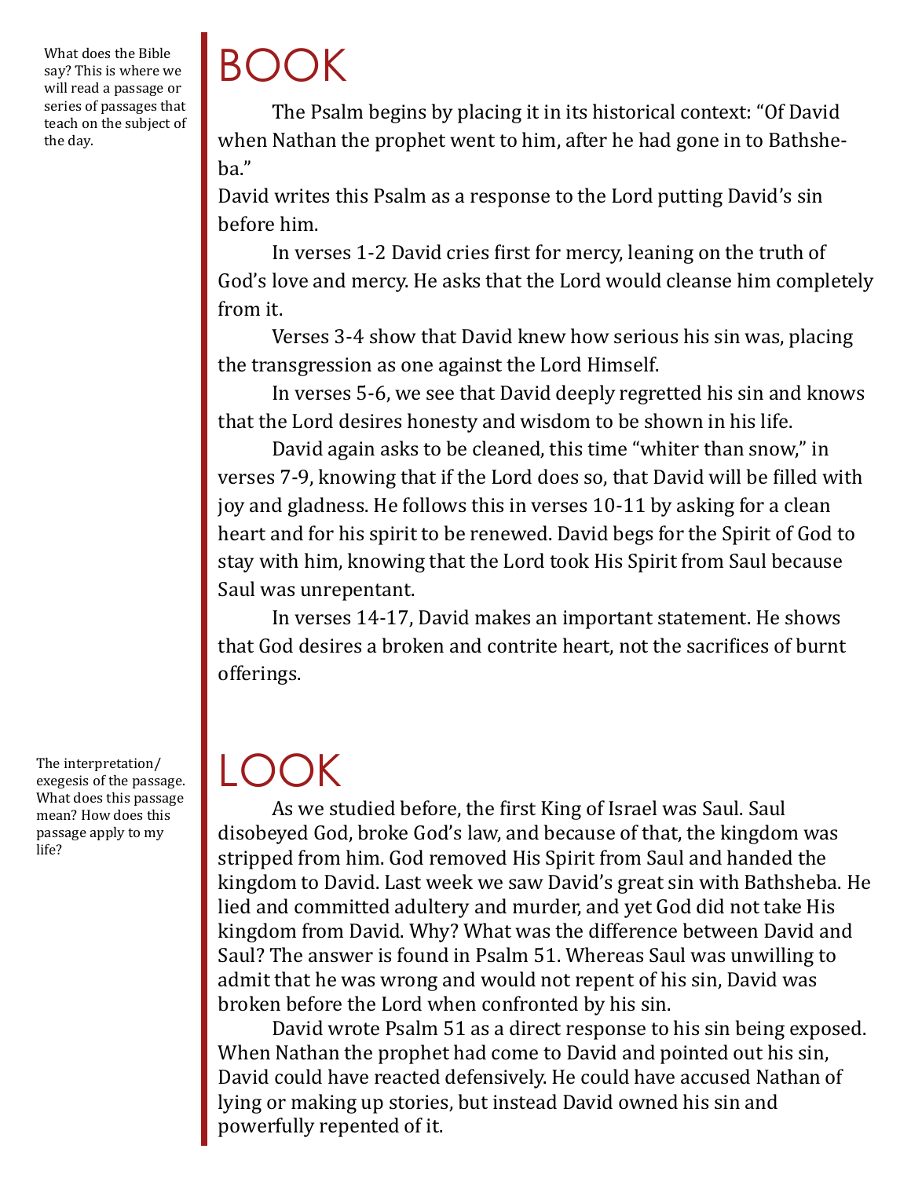What does the Bible say? This is where we will read a passage or series of passages that teach on the subject of the day.

# BOOK

The Psalm begins by placing it in its historical context: "Of David when Nathan the prophet went to him, after he had gone in to Bathsheba."

David writes this Psalm as a response to the Lord putting David's sin before him.

In verses 1-2 David cries first for mercy, leaning on the truth of God's love and mercy. He asks that the Lord would cleanse him completely from it.

Verses 3-4 show that David knew how serious his sin was, placing the transgression as one against the Lord Himself.

In verses 5-6, we see that David deeply regretted his sin and knows that the Lord desires honesty and wisdom to be shown in his life.

David again asks to be cleaned, this time "whiter than snow," in verses 7-9, knowing that if the Lord does so, that David will be filled with joy and gladness. He follows this in verses 10-11 by asking for a clean heart and for his spirit to be renewed. David begs for the Spirit of God to stay with him, knowing that the Lord took His Spirit from Saul because Saul was unrepentant.

In verses 14-17, David makes an important statement. He shows that God desires a broken and contrite heart, not the sacrifices of burnt offerings.

The interpretation/exegesis of the passage. What does this passage mean? How does this passage apply to my life?

# LOOK

As we studied before, the first King of Israel was Saul. Saul disobeyed God, broke God's law, and because of that, the kingdom was stripped from him. God removed His Spirit from Saul and handed the kingdom to David. Last week we saw David's great sin with Bathsheba. He lied and committed adultery and murder, and yet God did not take His kingdom from David. Why? What was the difference between David and Saul? The answer is found in Psalm 51. Whereas Saul was unwilling to admit that he was wrong and would not repent of his sin, David was broken before the Lord when confronted by his sin.

David wrote Psalm 51 as a direct response to his sin being exposed. When Nathan the prophet had come to David and pointed out his sin, David could have reacted defensively. He could have accused Nathan of lying or making up stories, but instead David owned his sin and powerfully repented of it.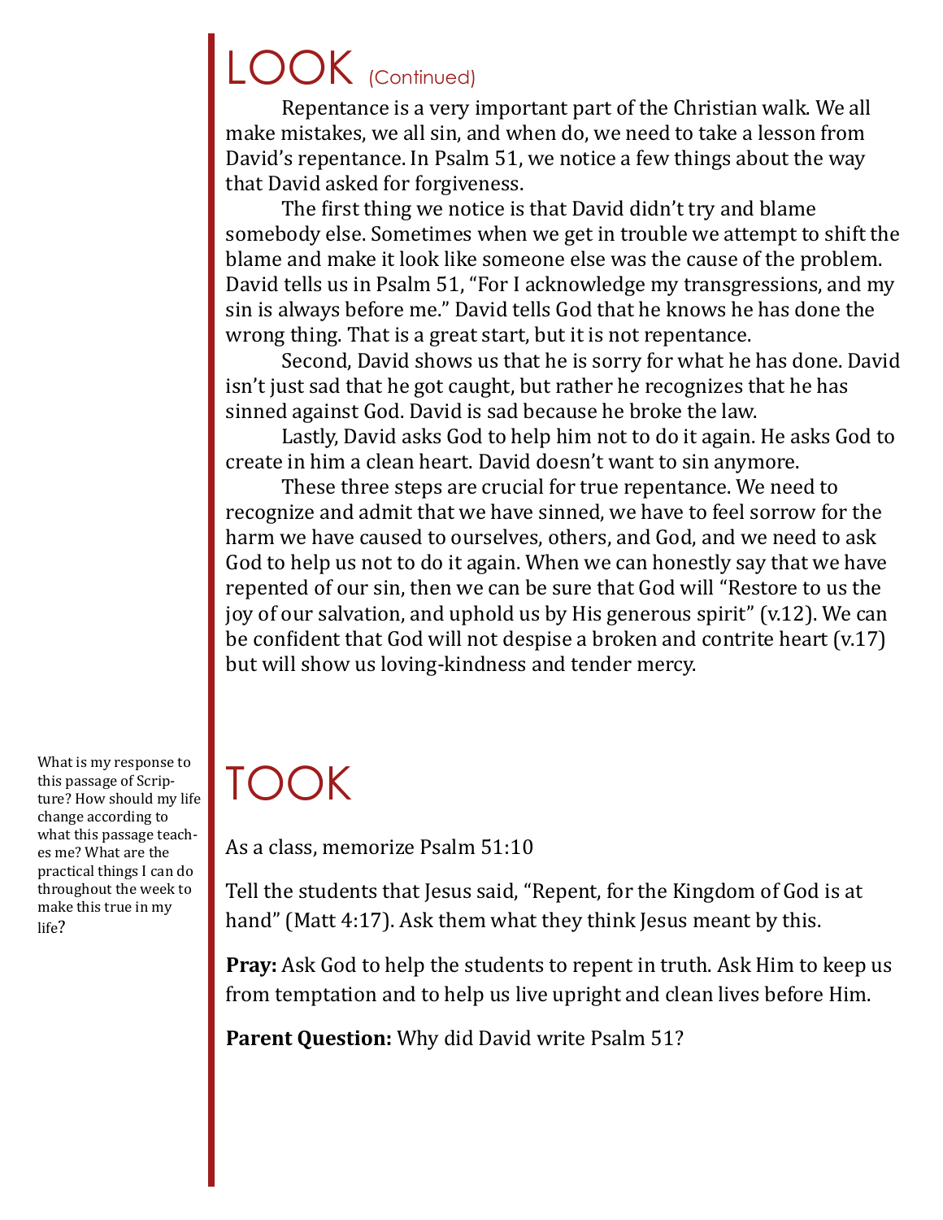# LOOK (Continued)

Repentance is a very important part of the Christian walk. We all make mistakes, we all sin, and when do, we need to take a lesson from David's repentance. In Psalm 51, we notice a few things about the way that David asked for forgiveness.

The first thing we notice is that David didn't try and blame somebody else. Sometimes when we get in trouble we attempt to shift the blame and make it look like someone else was the cause of the problem. David tells us in Psalm 51, "For I acknowledge my transgressions, and my sin is always before me." David tells God that he knows he has done the wrong thing. That is a great start, but it is not repentance.

Second, David shows us that he is sorry for what he has done. David isn't just sad that he got caught, but rather he recognizes that he has sinned against God. David is sad because he broke the law.

Lastly, David asks God to help him not to do it again. He asks God to create in him a clean heart. David doesn't want to sin anymore.

These three steps are crucial for true repentance. We need to recognize and admit that we have sinned, we have to feel sorrow for the harm we have caused to ourselves, others, and God, and we need to ask God to help us not to do it again. When we can honestly say that we have repented of our sin, then we can be sure that God will "Restore to us the joy of our salvation, and uphold us by His generous spirit" (v.12). We can be confident that God will not despise a broken and contrite heart (v.17) but will show us loving-kindness and tender mercy.

# TOOK

What is my response to this passage of Scripture? How should my life change according to what this passage teaches me? What are the practical things I can do throughout the week to make this true in my life?

As a class, memorize Psalm 51:10

Tell the students that Jesus said, "Repent, for the Kingdom of God is at hand" (Matt 4:17). Ask them what they think Jesus meant by this.

**Pray:** Ask God to help the students to repent in truth. Ask Him to keep us from temptation and to help us live upright and clean lives before Him.

**Parent Question:** Why did David write Psalm 51?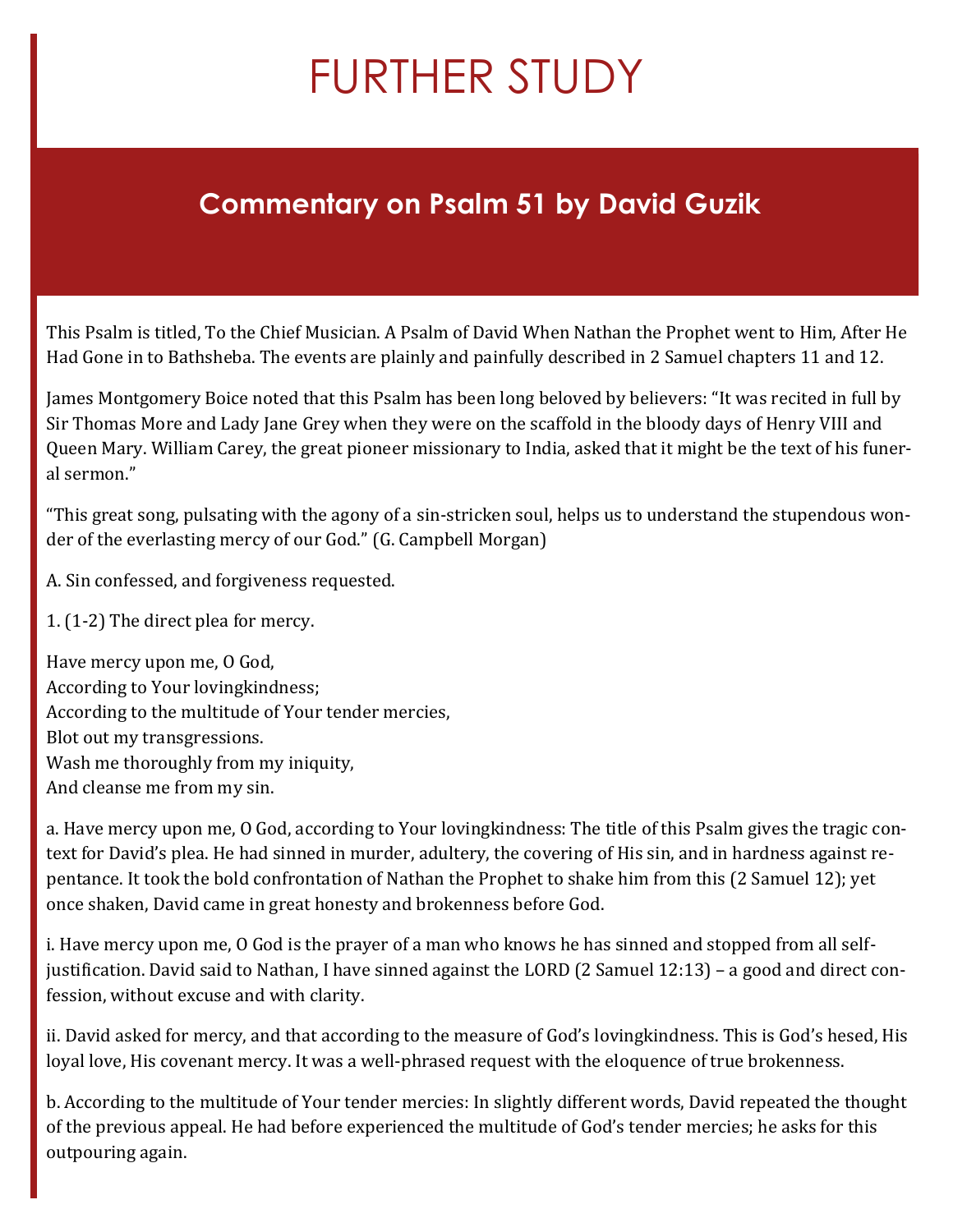# FURTHER STUDY

## Commentary on Psalm 51 by David Guzik

This Psalm is titled, To the Chief Musician. A Psalm of David When Nathan the Prophet went to Him, After He Had Gone in to Bathsheba. The events are plainly and painfully described in 2 Samuel chapters 11 and 12.

James Montgomery Boice noted that this Psalm has been long beloved by believers: "It was recited in full by Sir Thomas More and Lady Jane Grey when they were on the scaffold in the bloody days of Henry VIII and Queen Mary. William Carey, the great pioneer missionary to India, asked that it might be the text of his funeral sermon."

"This great song, pulsating with the agony of a sin-stricken soul, helps us to understand the stupendous wonder of the everlasting mercy of our God." (G. Campbell Morgan)

A. Sin confessed, and forgiveness requested.

1. (1-2) The direct plea for mercy.

Have mercy upon me, O God,  
According to Your lovingkindness;  
According to the multitude of Your tender mercies,  
Blot out my transgressions.  
Wash me thoroughly from my iniquity,  
And cleanse me from my sin.

a. Have mercy upon me, O God, according to Your lovingkindness: The title of this Psalm gives the tragic context for David's plea. He had sinned in murder, adultery, the covering of His sin, and in hardness against repentance. It took the bold confrontation of Nathan the Prophet to shake him from this (2 Samuel 12); yet once shaken, David came in great honesty and brokenness before God.

i. Have mercy upon me, O God is the prayer of a man who knows he has sinned and stopped from all self-justification. David said to Nathan, I have sinned against the LORD (2 Samuel 12:13) – a good and direct confession, without excuse and with clarity.

ii. David asked for mercy, and that according to the measure of God's lovingkindness. This is God's hesed, His loyal love, His covenant mercy. It was a well-phrased request with the eloquence of true brokenness.

b. According to the multitude of Your tender mercies: In slightly different words, David repeated the thought of the previous appeal. He had before experienced the multitude of God's tender mercies; he asks for this outpouring again.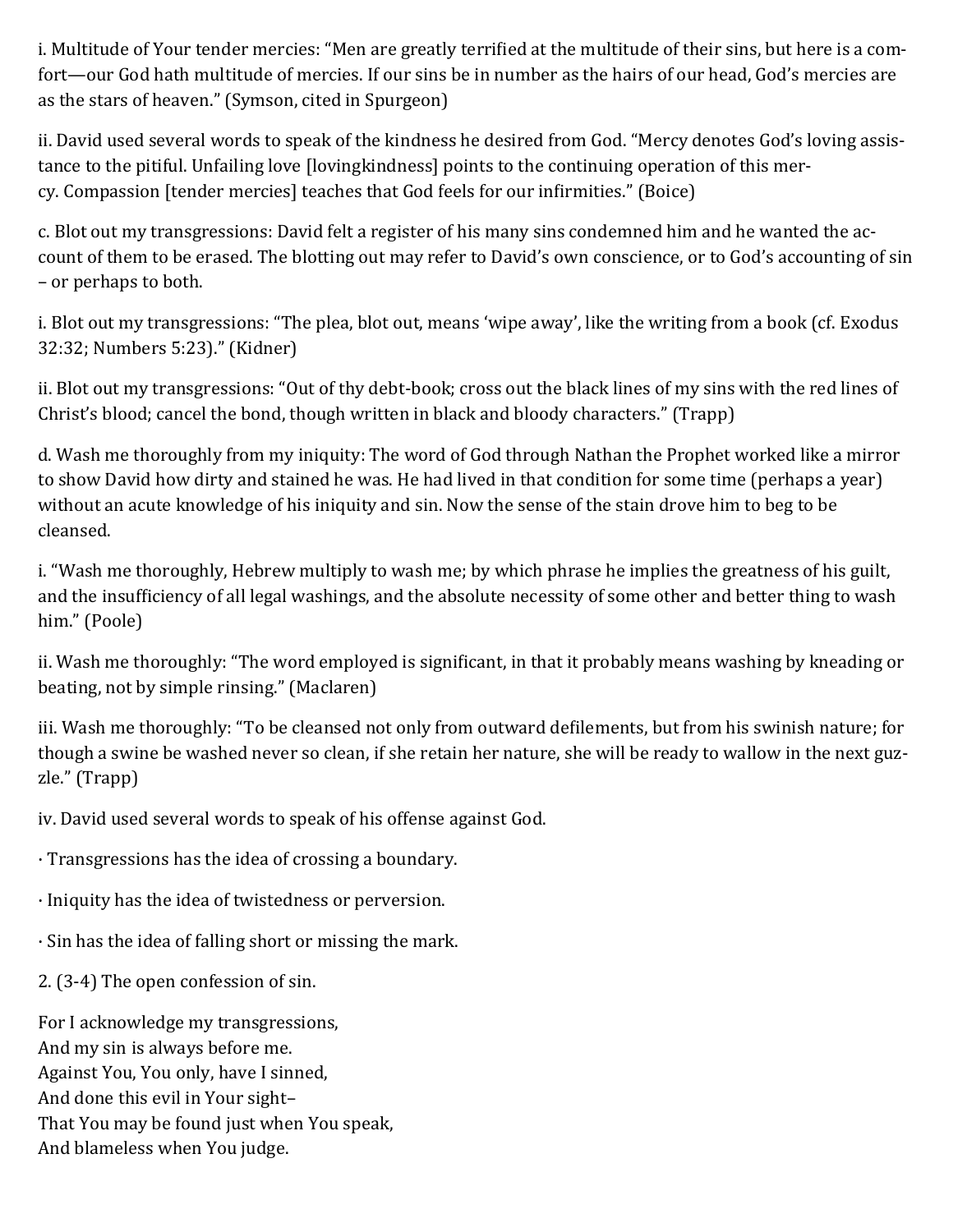i. Multitude of Your tender mercies: "Men are greatly terrified at the multitude of their sins, but here is a comfort—our God hath multitude of mercies. If our sins be in number as the hairs of our head, God's mercies are as the stars of heaven." (Symson, cited in Spurgeon)

ii. David used several words to speak of the kindness he desired from God. "Mercy denotes God's loving assistance to the pitiful. Unfailing love [lovingkindness] points to the continuing operation of this mercy. Compassion [tender mercies] teaches that God feels for our infirmities." (Boice)

c. Blot out my transgressions: David felt a register of his many sins condemned him and he wanted the account of them to be erased. The blotting out may refer to David's own conscience, or to God's accounting of sin – or perhaps to both.

i. Blot out my transgressions: "The plea, blot out, means 'wipe away', like the writing from a book (cf. Exodus 32:32; Numbers 5:23)." (Kidner)

ii. Blot out my transgressions: "Out of thy debt-book; cross out the black lines of my sins with the red lines of Christ's blood; cancel the bond, though written in black and bloody characters." (Trapp)

d. Wash me thoroughly from my iniquity: The word of God through Nathan the Prophet worked like a mirror to show David how dirty and stained he was. He had lived in that condition for some time (perhaps a year) without an acute knowledge of his iniquity and sin. Now the sense of the stain drove him to beg to be cleansed.

i. "Wash me thoroughly, Hebrew multiply to wash me; by which phrase he implies the greatness of his guilt, and the insufficiency of all legal washings, and the absolute necessity of some other and better thing to wash him." (Poole)

ii. Wash me thoroughly: "The word employed is significant, in that it probably means washing by kneading or beating, not by simple rinsing." (Maclaren)

iii. Wash me thoroughly: "To be cleansed not only from outward defilements, but from his swinish nature; for though a swine be washed never so clean, if she retain her nature, she will be ready to wallow in the next guzzle." (Trapp)

iv. David used several words to speak of his offense against God.

· Transgressions has the idea of crossing a boundary.

· Iniquity has the idea of twistedness or perversion.

· Sin has the idea of falling short or missing the mark.

2. (3-4) The open confession of sin.

For I acknowledge my transgressions,  
And my sin is always before me.  
Against You, You only, have I sinned,  
And done this evil in Your sight–  
That You may be found just when You speak,  
And blameless when You judge.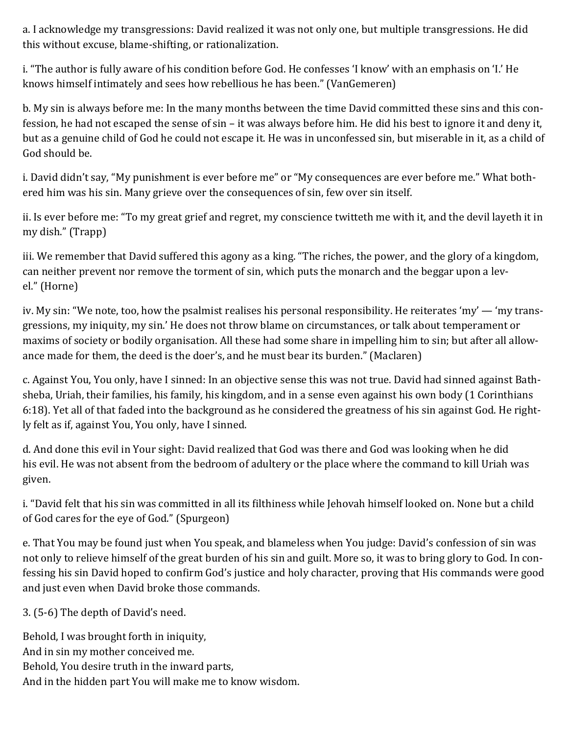a. I acknowledge my transgressions: David realized it was not only one, but multiple transgressions. He did this without excuse, blame-shifting, or rationalization.

i. "The author is fully aware of his condition before God. He confesses 'I know' with an emphasis on 'I.' He knows himself intimately and sees how rebellious he has been." (VanGemeren)

b. My sin is always before me: In the many months between the time David committed these sins and this confession, he had not escaped the sense of sin – it was always before him. He did his best to ignore it and deny it, but as a genuine child of God he could not escape it. He was in unconfessed sin, but miserable in it, as a child of God should be.

i. David didn't say, "My punishment is ever before me" or "My consequences are ever before me." What bothered him was his sin. Many grieve over the consequences of sin, few over sin itself.

ii. Is ever before me: "To my great grief and regret, my conscience twitteth me with it, and the devil layeth it in my dish." (Trapp)

iii. We remember that David suffered this agony as a king. "The riches, the power, and the glory of a kingdom, can neither prevent nor remove the torment of sin, which puts the monarch and the beggar upon a level." (Horne)

iv. My sin: "We note, too, how the psalmist realises his personal responsibility. He reiterates 'my' — 'my transgressions, my iniquity, my sin.' He does not throw blame on circumstances, or talk about temperament or maxims of society or bodily organisation. All these had some share in impelling him to sin; but after all allowance made for them, the deed is the doer's, and he must bear its burden." (Maclaren)

c. Against You, You only, have I sinned: In an objective sense this was not true. David had sinned against Bathsheba, Uriah, their families, his family, his kingdom, and in a sense even against his own body (1 Corinthians 6:18). Yet all of that faded into the background as he considered the greatness of his sin against God. He rightly felt as if, against You, You only, have I sinned.

d. And done this evil in Your sight: David realized that God was there and God was looking when he did his evil. He was not absent from the bedroom of adultery or the place where the command to kill Uriah was given.

i. "David felt that his sin was committed in all its filthiness while Jehovah himself looked on. None but a child of God cares for the eye of God." (Spurgeon)

e. That You may be found just when You speak, and blameless when You judge: David's confession of sin was not only to relieve himself of the great burden of his sin and guilt. More so, it was to bring glory to God. In confessing his sin David hoped to confirm God's justice and holy character, proving that His commands were good and just even when David broke those commands.

3. (5-6) The depth of David's need.

Behold, I was brought forth in iniquity,  
And in sin my mother conceived me.  
Behold, You desire truth in the inward parts,  
And in the hidden part You will make me to know wisdom.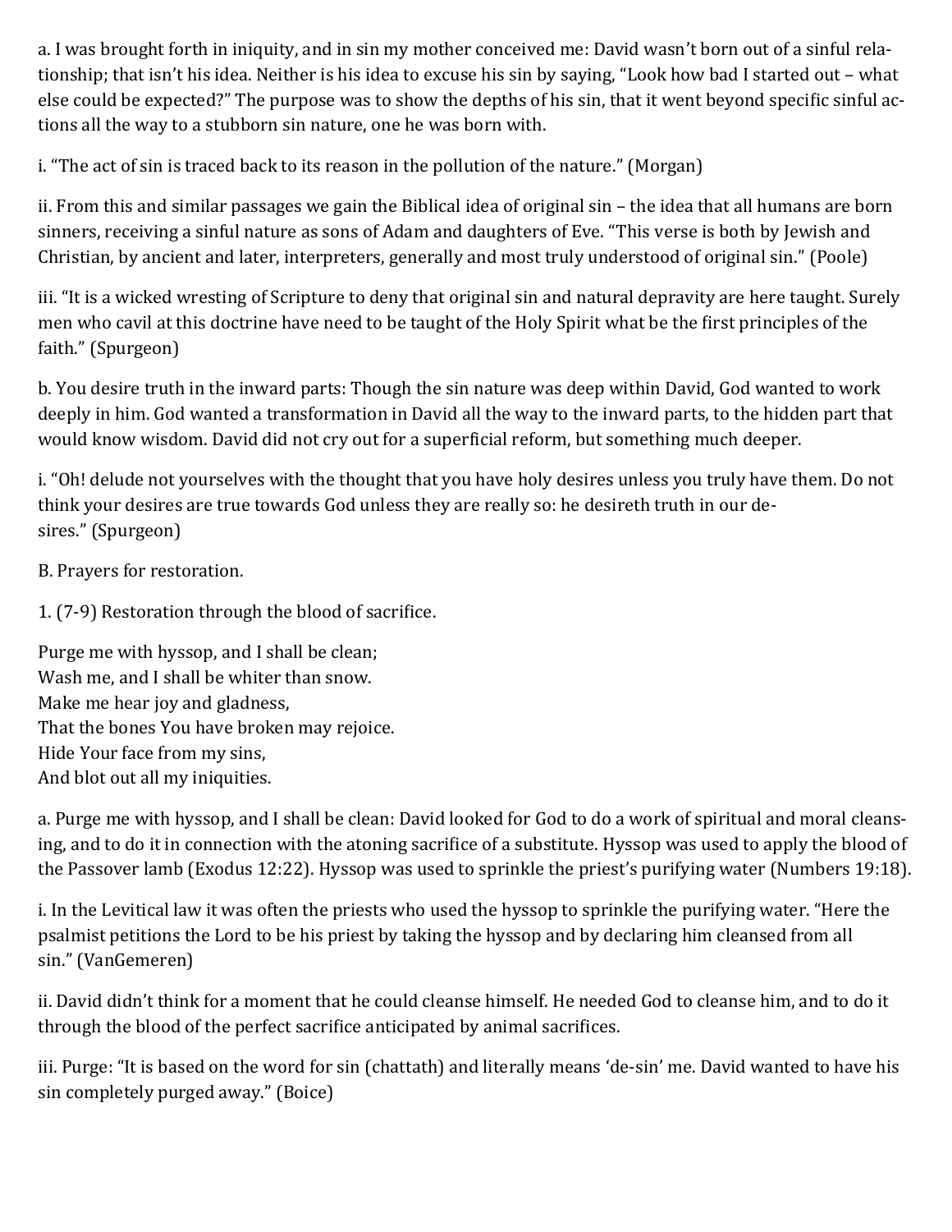a. I was brought forth in iniquity, and in sin my mother conceived me: David wasn't born out of a sinful relationship; that isn't his idea. Neither is his idea to excuse his sin by saying, "Look how bad I started out – what else could be expected?" The purpose was to show the depths of his sin, that it went beyond specific sinful actions all the way to a stubborn sin nature, one he was born with.

i. "The act of sin is traced back to its reason in the pollution of the nature." (Morgan)

ii. From this and similar passages we gain the Biblical idea of original sin – the idea that all humans are born sinners, receiving a sinful nature as sons of Adam and daughters of Eve. "This verse is both by Jewish and Christian, by ancient and later, interpreters, generally and most truly understood of original sin." (Poole)

iii. "It is a wicked wresting of Scripture to deny that original sin and natural depravity are here taught. Surely men who cavil at this doctrine have need to be taught of the Holy Spirit what be the first principles of the faith." (Spurgeon)

b. You desire truth in the inward parts: Though the sin nature was deep within David, God wanted to work deeply in him. God wanted a transformation in David all the way to the inward parts, to the hidden part that would know wisdom. David did not cry out for a superficial reform, but something much deeper.

i. "Oh! delude not yourselves with the thought that you have holy desires unless you truly have them. Do not think your desires are true towards God unless they are really so: he desireth truth in our desires." (Spurgeon)

B. Prayers for restoration.

1. (7-9) Restoration through the blood of sacrifice.

Purge me with hyssop, and I shall be clean;
Wash me, and I shall be whiter than snow.
Make me hear joy and gladness,
That the bones You have broken may rejoice.
Hide Your face from my sins,
And blot out all my iniquities.

a. Purge me with hyssop, and I shall be clean: David looked for God to do a work of spiritual and moral cleansing, and to do it in connection with the atoning sacrifice of a substitute. Hyssop was used to apply the blood of the Passover lamb (Exodus 12:22). Hyssop was used to sprinkle the priest's purifying water (Numbers 19:18).

i. In the Levitical law it was often the priests who used the hyssop to sprinkle the purifying water. "Here the psalmist petitions the Lord to be his priest by taking the hyssop and by declaring him cleansed from all sin." (VanGemeren)

ii. David didn't think for a moment that he could cleanse himself. He needed God to cleanse him, and to do it through the blood of the perfect sacrifice anticipated by animal sacrifices.

iii. Purge: "It is based on the word for sin (chattath) and literally means 'de-sin' me. David wanted to have his sin completely purged away." (Boice)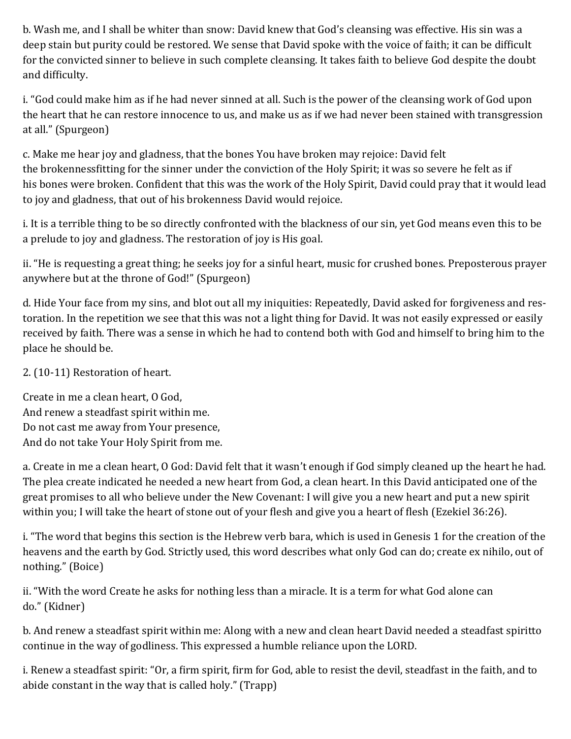b. Wash me, and I shall be whiter than snow: David knew that God's cleansing was effective. His sin was a deep stain but purity could be restored. We sense that David spoke with the voice of faith; it can be difficult for the convicted sinner to believe in such complete cleansing. It takes faith to believe God despite the doubt and difficulty.

i. "God could make him as if he had never sinned at all. Such is the power of the cleansing work of God upon the heart that he can restore innocence to us, and make us as if we had never been stained with transgression at all." (Spurgeon)

c. Make me hear joy and gladness, that the bones You have broken may rejoice: David felt the brokennessfitting for the sinner under the conviction of the Holy Spirit; it was so severe he felt as if his bones were broken. Confident that this was the work of the Holy Spirit, David could pray that it would lead to joy and gladness, that out of his brokenness David would rejoice.

i. It is a terrible thing to be so directly confronted with the blackness of our sin, yet God means even this to be a prelude to joy and gladness. The restoration of joy is His goal.

ii. "He is requesting a great thing; he seeks joy for a sinful heart, music for crushed bones. Preposterous prayer anywhere but at the throne of God!" (Spurgeon)

d. Hide Your face from my sins, and blot out all my iniquities: Repeatedly, David asked for forgiveness and restoration. In the repetition we see that this was not a light thing for David. It was not easily expressed or easily received by faith. There was a sense in which he had to contend both with God and himself to bring him to the place he should be.

2. (10-11) Restoration of heart.

Create in me a clean heart, O God,  
And renew a steadfast spirit within me.  
Do not cast me away from Your presence,  
And do not take Your Holy Spirit from me.

a. Create in me a clean heart, O God: David felt that it wasn't enough if God simply cleaned up the heart he had. The plea create indicated he needed a new heart from God, a clean heart. In this David anticipated one of the great promises to all who believe under the New Covenant: I will give you a new heart and put a new spirit within you; I will take the heart of stone out of your flesh and give you a heart of flesh (Ezekiel 36:26).

i. "The word that begins this section is the Hebrew verb bara, which is used in Genesis 1 for the creation of the heavens and the earth by God. Strictly used, this word describes what only God can do; create ex nihilo, out of nothing." (Boice)

ii. "With the word Create he asks for nothing less than a miracle. It is a term for what God alone can do." (Kidner)

b. And renew a steadfast spirit within me: Along with a new and clean heart David needed a steadfast spiritto continue in the way of godliness. This expressed a humble reliance upon the LORD.

i. Renew a steadfast spirit: "Or, a firm spirit, firm for God, able to resist the devil, steadfast in the faith, and to abide constant in the way that is called holy." (Trapp)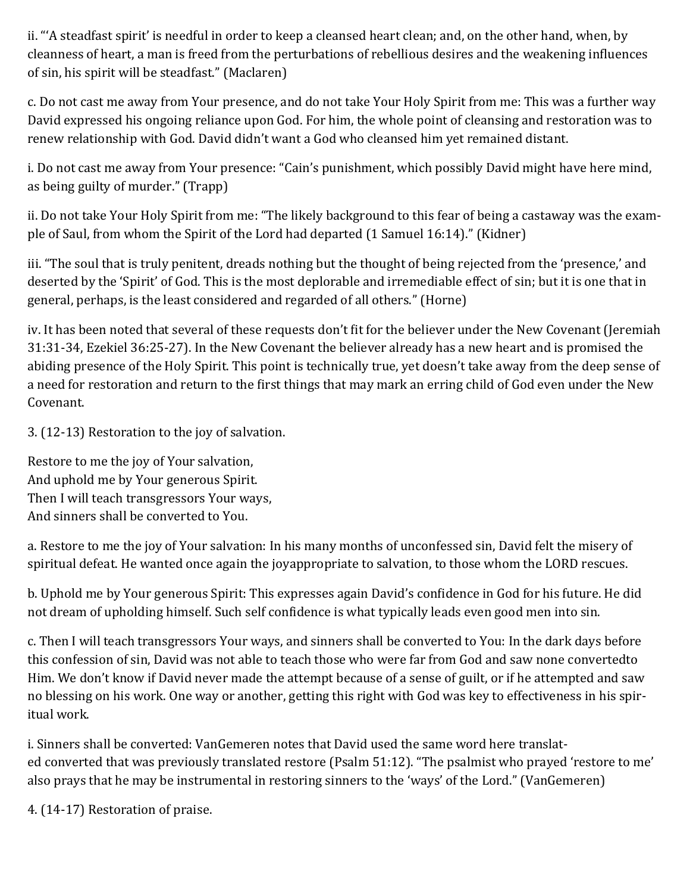ii. "'A steadfast spirit' is needful in order to keep a cleansed heart clean; and, on the other hand, when, by cleanness of heart, a man is freed from the perturbations of rebellious desires and the weakening influences of sin, his spirit will be steadfast." (Maclaren)

c. Do not cast me away from Your presence, and do not take Your Holy Spirit from me: This was a further way David expressed his ongoing reliance upon God. For him, the whole point of cleansing and restoration was to renew relationship with God. David didn't want a God who cleansed him yet remained distant.

i. Do not cast me away from Your presence: "Cain's punishment, which possibly David might have here mind, as being guilty of murder." (Trapp)

ii. Do not take Your Holy Spirit from me: "The likely background to this fear of being a castaway was the example of Saul, from whom the Spirit of the Lord had departed (1 Samuel 16:14)." (Kidner)

iii. "The soul that is truly penitent, dreads nothing but the thought of being rejected from the 'presence,' and deserted by the 'Spirit' of God. This is the most deplorable and irremediable effect of sin; but it is one that in general, perhaps, is the least considered and regarded of all others." (Horne)

iv. It has been noted that several of these requests don't fit for the believer under the New Covenant (Jeremiah 31:31-34, Ezekiel 36:25-27). In the New Covenant the believer already has a new heart and is promised the abiding presence of the Holy Spirit. This point is technically true, yet doesn't take away from the deep sense of a need for restoration and return to the first things that may mark an erring child of God even under the New Covenant.

3. (12-13) Restoration to the joy of salvation.

Restore to me the joy of Your salvation,  
And uphold me by Your generous Spirit.  
Then I will teach transgressors Your ways,  
And sinners shall be converted to You.

a. Restore to me the joy of Your salvation: In his many months of unconfessed sin, David felt the misery of spiritual defeat. He wanted once again the joyappropriate to salvation, to those whom the LORD rescues.

b. Uphold me by Your generous Spirit: This expresses again David's confidence in God for his future. He did not dream of upholding himself. Such self confidence is what typically leads even good men into sin.

c. Then I will teach transgressors Your ways, and sinners shall be converted to You: In the dark days before this confession of sin, David was not able to teach those who were far from God and saw none convertedto Him. We don't know if David never made the attempt because of a sense of guilt, or if he attempted and saw no blessing on his work. One way or another, getting this right with God was key to effectiveness in his spiritual work.

i. Sinners shall be converted: VanGemeren notes that David used the same word here translated converted that was previously translated restore (Psalm 51:12). "The psalmist who prayed 'restore to me' also prays that he may be instrumental in restoring sinners to the 'ways' of the Lord." (VanGemeren)

4. (14-17) Restoration of praise.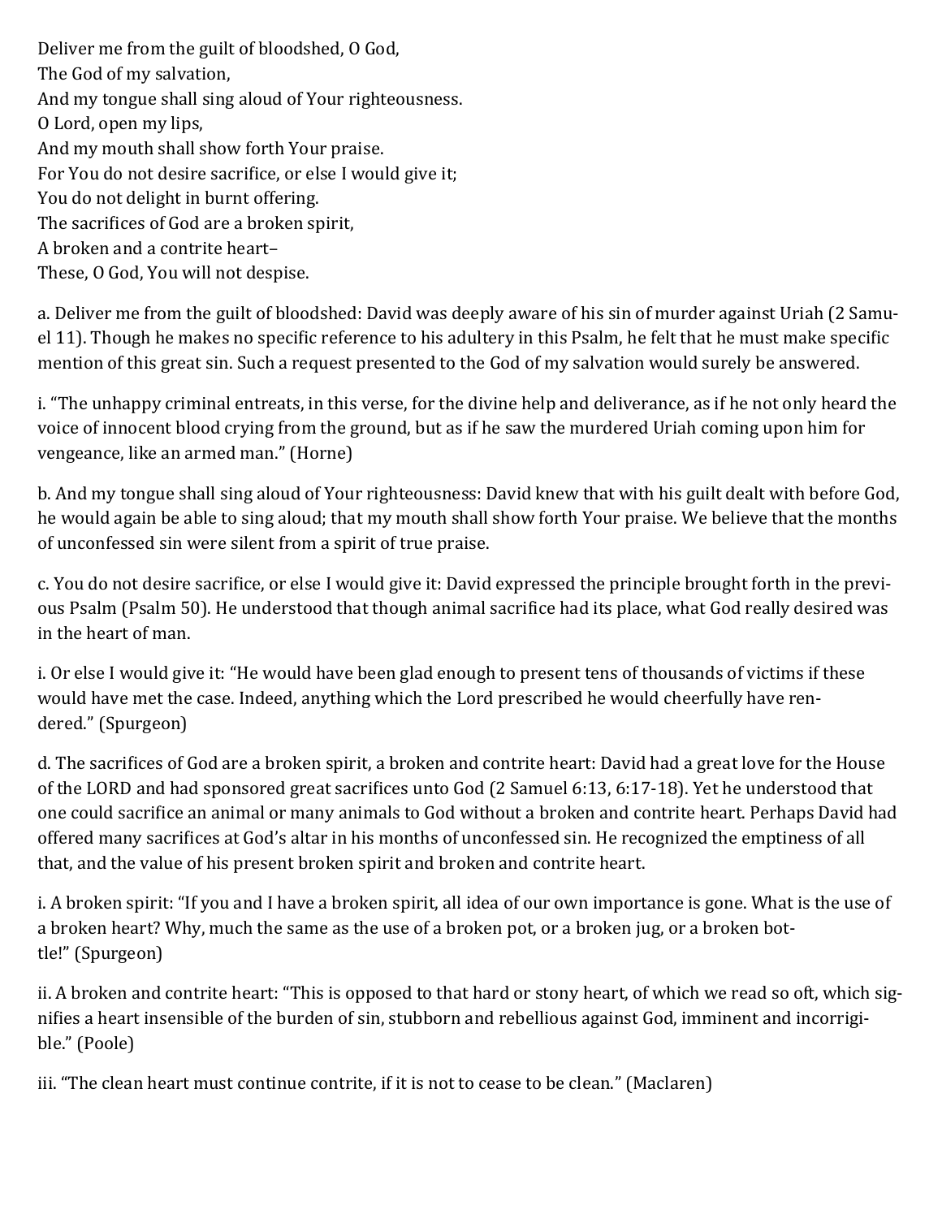Deliver me from the guilt of bloodshed, O God,
The God of my salvation,
And my tongue shall sing aloud of Your righteousness.
O Lord, open my lips,
And my mouth shall show forth Your praise.
For You do not desire sacrifice, or else I would give it;
You do not delight in burnt offering.
The sacrifices of God are a broken spirit,
A broken and a contrite heart–
These, O God, You will not despise.

a. Deliver me from the guilt of bloodshed: David was deeply aware of his sin of murder against Uriah (2 Samuel 11). Though he makes no specific reference to his adultery in this Psalm, he felt that he must make specific mention of this great sin. Such a request presented to the God of my salvation would surely be answered.

i. "The unhappy criminal entreats, in this verse, for the divine help and deliverance, as if he not only heard the voice of innocent blood crying from the ground, but as if he saw the murdered Uriah coming upon him for vengeance, like an armed man." (Horne)

b. And my tongue shall sing aloud of Your righteousness: David knew that with his guilt dealt with before God, he would again be able to sing aloud; that my mouth shall show forth Your praise. We believe that the months of unconfessed sin were silent from a spirit of true praise.

c. You do not desire sacrifice, or else I would give it: David expressed the principle brought forth in the previous Psalm (Psalm 50). He understood that though animal sacrifice had its place, what God really desired was in the heart of man.

i. Or else I would give it: "He would have been glad enough to present tens of thousands of victims if these would have met the case. Indeed, anything which the Lord prescribed he would cheerfully have rendered." (Spurgeon)

d. The sacrifices of God are a broken spirit, a broken and contrite heart: David had a great love for the House of the LORD and had sponsored great sacrifices unto God (2 Samuel 6:13, 6:17-18). Yet he understood that one could sacrifice an animal or many animals to God without a broken and contrite heart. Perhaps David had offered many sacrifices at God's altar in his months of unconfessed sin. He recognized the emptiness of all that, and the value of his present broken spirit and broken and contrite heart.

i. A broken spirit: "If you and I have a broken spirit, all idea of our own importance is gone. What is the use of a broken heart? Why, much the same as the use of a broken pot, or a broken jug, or a broken bottle!" (Spurgeon)

ii. A broken and contrite heart: "This is opposed to that hard or stony heart, of which we read so oft, which signifies a heart insensible of the burden of sin, stubborn and rebellious against God, imminent and incorrigible." (Poole)

iii. "The clean heart must continue contrite, if it is not to cease to be clean." (Maclaren)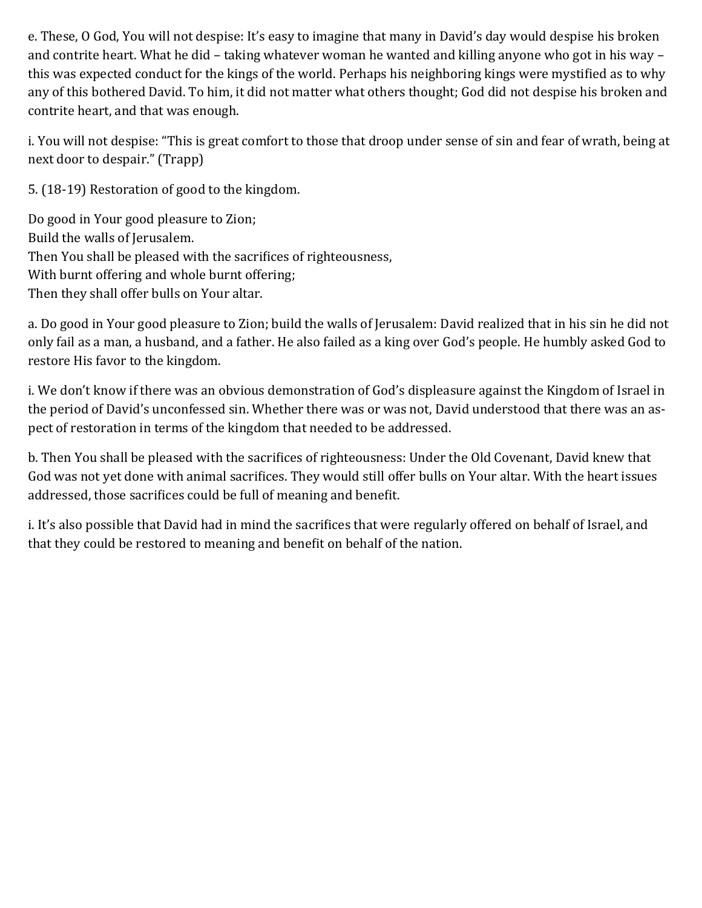e. These, O God, You will not despise: It's easy to imagine that many in David's day would despise his broken and contrite heart. What he did – taking whatever woman he wanted and killing anyone who got in his way – this was expected conduct for the kings of the world. Perhaps his neighboring kings were mystified as to why any of this bothered David. To him, it did not matter what others thought; God did not despise his broken and contrite heart, and that was enough.

i. You will not despise: "This is great comfort to those that droop under sense of sin and fear of wrath, being at next door to despair." (Trapp)

5. (18-19) Restoration of good to the kingdom.

Do good in Your good pleasure to Zion;  
Build the walls of Jerusalem.  
Then You shall be pleased with the sacrifices of righteousness,  
With burnt offering and whole burnt offering;  
Then they shall offer bulls on Your altar.

a. Do good in Your good pleasure to Zion; build the walls of Jerusalem: David realized that in his sin he did not only fail as a man, a husband, and a father. He also failed as a king over God's people. He humbly asked God to restore His favor to the kingdom.

i. We don't know if there was an obvious demonstration of God's displeasure against the Kingdom of Israel in the period of David's unconfessed sin. Whether there was or was not, David understood that there was an aspect of restoration in terms of the kingdom that needed to be addressed.

b. Then You shall be pleased with the sacrifices of righteousness: Under the Old Covenant, David knew that God was not yet done with animal sacrifices. They would still offer bulls on Your altar. With the heart issues addressed, those sacrifices could be full of meaning and benefit.

i. It's also possible that David had in mind the sacrifices that were regularly offered on behalf of Israel, and that they could be restored to meaning and benefit on behalf of the nation.